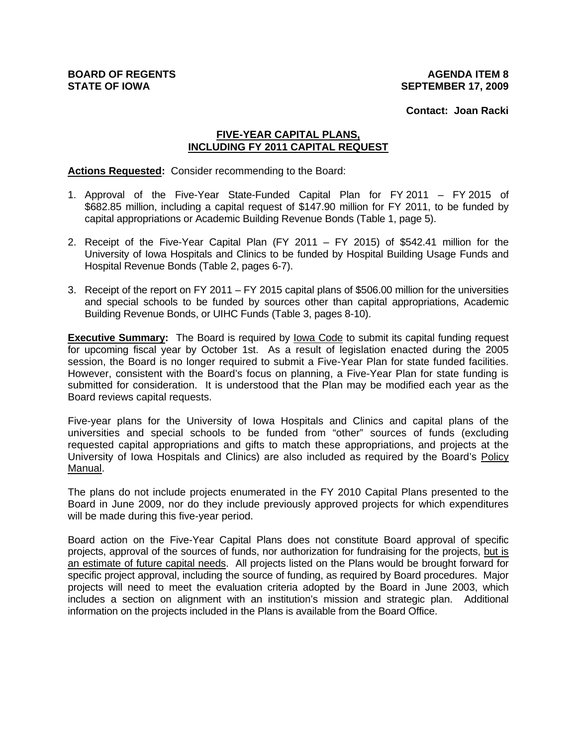**BOARD OF REGENTS**
**STATE OF IOWA**

**AGENDA ITEM 8**
**SEPTEMBER 17, 2009**

**Contact: Joan Racki**

## FIVE-YEAR CAPITAL PLANS, INCLUDING FY 2011 CAPITAL REQUEST

**Actions Requested:** Consider recommending to the Board:

1. Approval of the Five-Year State-Funded Capital Plan for FY 2011 – FY 2015 of $682.85 million, including a capital request of $147.90 million for FY 2011, to be funded by capital appropriations or Academic Building Revenue Bonds (Table 1, page 5).
2. Receipt of the Five-Year Capital Plan (FY 2011 – FY 2015) of $542.41 million for the University of Iowa Hospitals and Clinics to be funded by Hospital Building Usage Funds and Hospital Revenue Bonds (Table 2, pages 6-7).
3. Receipt of the report on FY 2011 – FY 2015 capital plans of $506.00 million for the universities and special schools to be funded by sources other than capital appropriations, Academic Building Revenue Bonds, or UIHC Funds (Table 3, pages 8-10).

**Executive Summary:** The Board is required by Iowa Code to submit its capital funding request for upcoming fiscal year by October 1st. As a result of legislation enacted during the 2005 session, the Board is no longer required to submit a Five-Year Plan for state funded facilities. However, consistent with the Board's focus on planning, a Five-Year Plan for state funding is submitted for consideration. It is understood that the Plan may be modified each year as the Board reviews capital requests.

Five-year plans for the University of Iowa Hospitals and Clinics and capital plans of the universities and special schools to be funded from "other" sources of funds (excluding requested capital appropriations and gifts to match these appropriations, and projects at the University of Iowa Hospitals and Clinics) are also included as required by the Board's Policy Manual.

The plans do not include projects enumerated in the FY 2010 Capital Plans presented to the Board in June 2009, nor do they include previously approved projects for which expenditures will be made during this five-year period.

Board action on the Five-Year Capital Plans does not constitute Board approval of specific projects, approval of the sources of funds, nor authorization for fundraising for the projects, but is an estimate of future capital needs. All projects listed on the Plans would be brought forward for specific project approval, including the source of funding, as required by Board procedures. Major projects will need to meet the evaluation criteria adopted by the Board in June 2003, which includes a section on alignment with an institution's mission and strategic plan. Additional information on the projects included in the Plans is available from the Board Office.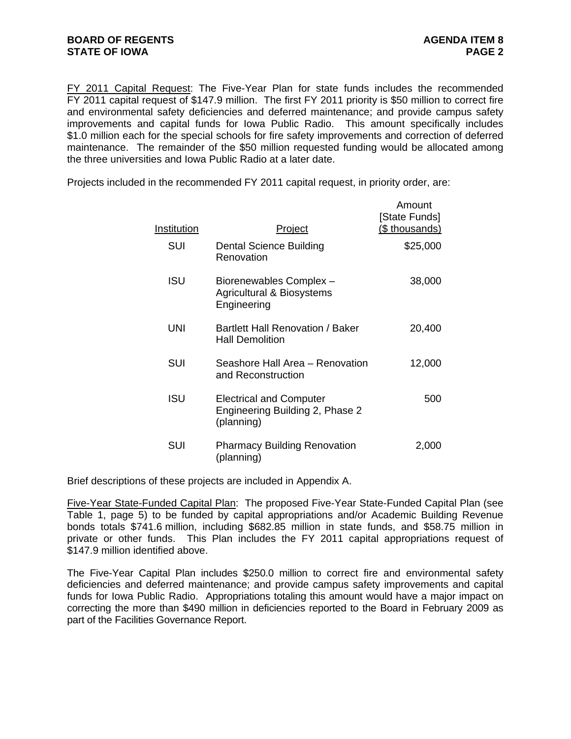FY 2011 Capital Request: The Five-Year Plan for state funds includes the recommended FY 2011 capital request of $147.9 million. The first FY 2011 priority is $50 million to correct fire and environmental safety deficiencies and deferred maintenance; and provide campus safety improvements and capital funds for Iowa Public Radio. This amount specifically includes $1.0 million each for the special schools for fire safety improvements and correction of deferred maintenance. The remainder of the $50 million requested funding would be allocated among the three universities and Iowa Public Radio at a later date.

Projects included in the recommended FY 2011 capital request, in priority order, are:

| Institution | Project | Amount [State Funds] ($ thousands) |
|---|---|---|
| SUI | Dental Science Building Renovation | $25,000 |
| ISU | Biorenewables Complex – Agricultural & Biosystems Engineering | 38,000 |
| UNI | Bartlett Hall Renovation / Baker Hall Demolition | 20,400 |
| SUI | Seashore Hall Area – Renovation and Reconstruction | 12,000 |
| ISU | Electrical and Computer Engineering Building 2, Phase 2 (planning) | 500 |
| SUI | Pharmacy Building Renovation (planning) | 2,000 |

Brief descriptions of these projects are included in Appendix A.

Five-Year State-Funded Capital Plan: The proposed Five-Year State-Funded Capital Plan (see Table 1, page 5) to be funded by capital appropriations and/or Academic Building Revenue bonds totals $741.6 million, including $682.85 million in state funds, and $58.75 million in private or other funds. This Plan includes the FY 2011 capital appropriations request of $147.9 million identified above.

The Five-Year Capital Plan includes $250.0 million to correct fire and environmental safety deficiencies and deferred maintenance; and provide campus safety improvements and capital funds for Iowa Public Radio. Appropriations totaling this amount would have a major impact on correcting the more than $490 million in deficiencies reported to the Board in February 2009 as part of the Facilities Governance Report.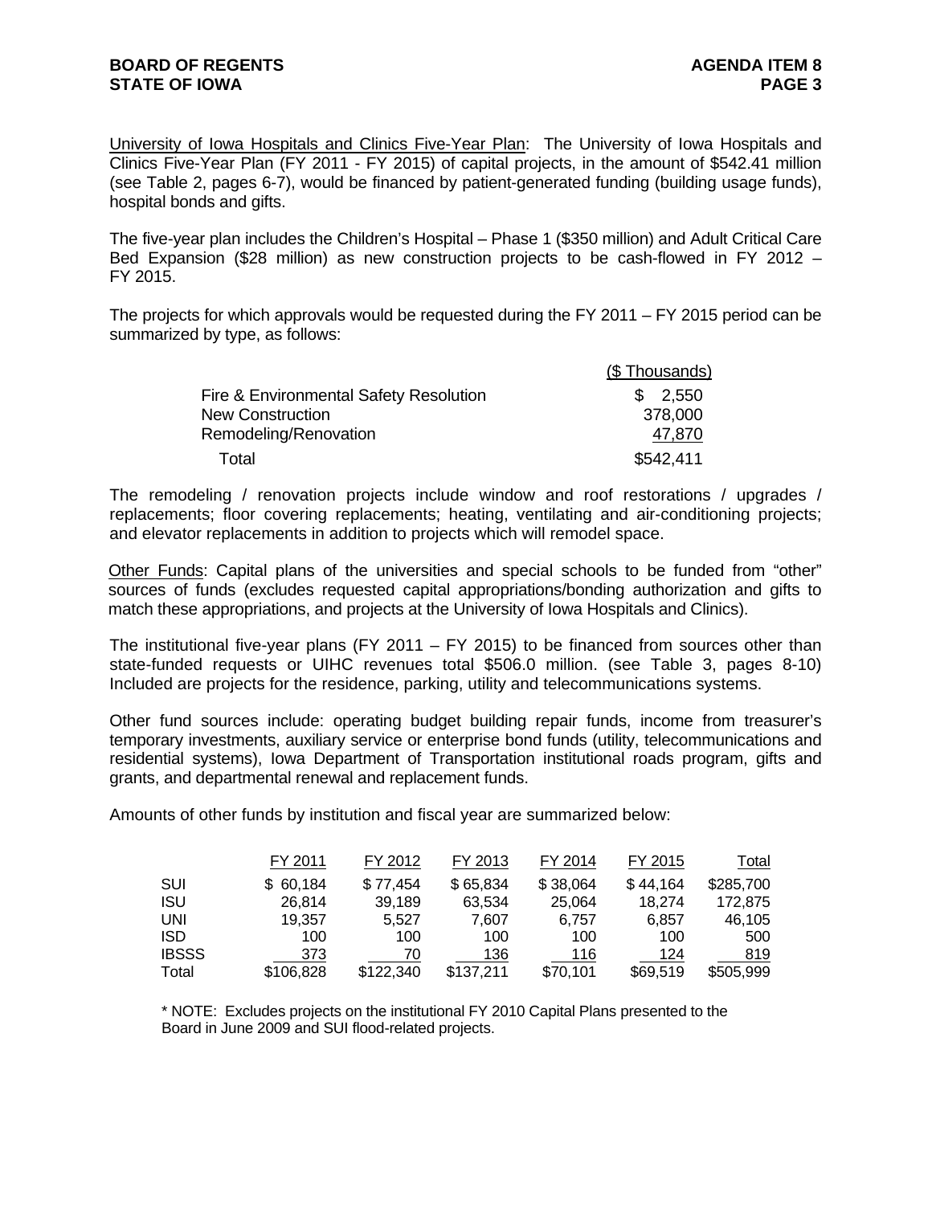University of Iowa Hospitals and Clinics Five-Year Plan: The University of Iowa Hospitals and Clinics Five-Year Plan (FY 2011 - FY 2015) of capital projects, in the amount of $542.41 million (see Table 2, pages 6-7), would be financed by patient-generated funding (building usage funds), hospital bonds and gifts.

The five-year plan includes the Children's Hospital – Phase 1 ($350 million) and Adult Critical Care Bed Expansion ($28 million) as new construction projects to be cash-flowed in FY 2012 – FY 2015.

The projects for which approvals would be requested during the FY 2011 – FY 2015 period can be summarized by type, as follows:

| | ($ Thousands) |
|---|---|
| Fire & Environmental Safety Resolution | $ 2,550 |
| New Construction | 378,000 |
| Remodeling/Renovation | 47,870 |
| Total | $542,411 |

The remodeling / renovation projects include window and roof restorations / upgrades / replacements; floor covering replacements; heating, ventilating and air-conditioning projects; and elevator replacements in addition to projects which will remodel space.

Other Funds: Capital plans of the universities and special schools to be funded from "other" sources of funds (excludes requested capital appropriations/bonding authorization and gifts to match these appropriations, and projects at the University of Iowa Hospitals and Clinics).

The institutional five-year plans (FY 2011 – FY 2015) to be financed from sources other than state-funded requests or UIHC revenues total $506.0 million. (see Table 3, pages 8-10) Included are projects for the residence, parking, utility and telecommunications systems.

Other fund sources include: operating budget building repair funds, income from treasurer's temporary investments, auxiliary service or enterprise bond funds (utility, telecommunications and residential systems), Iowa Department of Transportation institutional roads program, gifts and grants, and departmental renewal and replacement funds.

Amounts of other funds by institution and fiscal year are summarized below:

| | FY 2011 | FY 2012 | FY 2013 | FY 2014 | FY 2015 | Total |
|---|---|---|---|---|---|---|
| SUI | $ 60,184 | $ 77,454 | $ 65,834 | $ 38,064 | $ 44,164 | $285,700 |
| ISU | 26,814 | 39,189 | 63,534 | 25,064 | 18,274 | 172,875 |
| UNI | 19,357 | 5,527 | 7,607 | 6,757 | 6,857 | 46,105 |
| ISD | 100 | 100 | 100 | 100 | 100 | 500 |
| IBSSS | 373 | 70 | 136 | 116 | 124 | 819 |
| Total | $106,828 | $122,340 | $137,211 | $70,101 | $69,519 | $505,999 |

\* NOTE: Excludes projects on the institutional FY 2010 Capital Plans presented to the Board in June 2009 and SUI flood-related projects.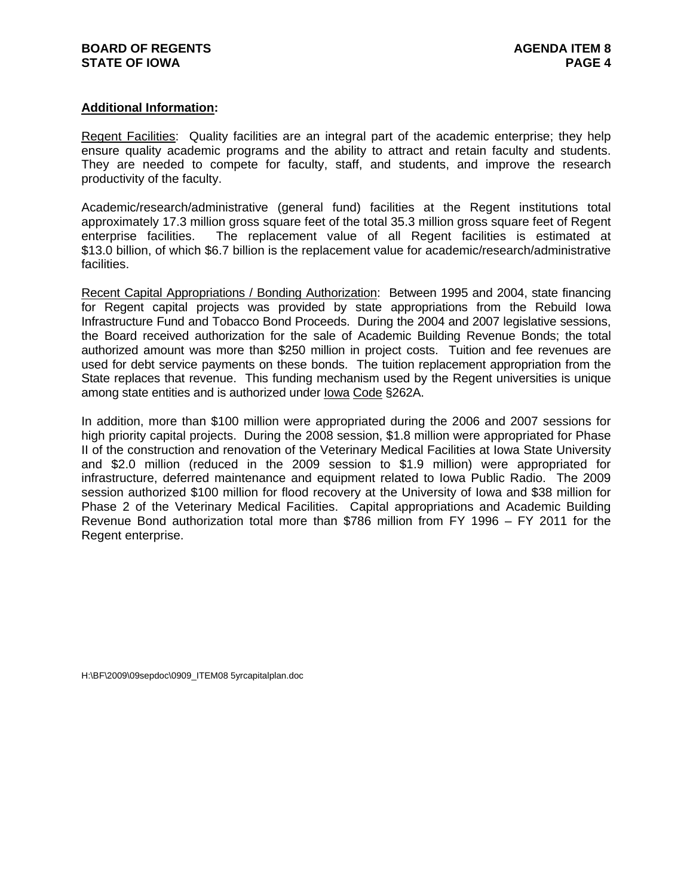**Additional Information:**

Regent Facilities: Quality facilities are an integral part of the academic enterprise; they help ensure quality academic programs and the ability to attract and retain faculty and students. They are needed to compete for faculty, staff, and students, and improve the research productivity of the faculty.

Academic/research/administrative (general fund) facilities at the Regent institutions total approximately 17.3 million gross square feet of the total 35.3 million gross square feet of Regent enterprise facilities. The replacement value of all Regent facilities is estimated at $13.0 billion, of which $6.7 billion is the replacement value for academic/research/administrative facilities.

Recent Capital Appropriations / Bonding Authorization: Between 1995 and 2004, state financing for Regent capital projects was provided by state appropriations from the Rebuild Iowa Infrastructure Fund and Tobacco Bond Proceeds. During the 2004 and 2007 legislative sessions, the Board received authorization for the sale of Academic Building Revenue Bonds; the total authorized amount was more than $250 million in project costs. Tuition and fee revenues are used for debt service payments on these bonds. The tuition replacement appropriation from the State replaces that revenue. This funding mechanism used by the Regent universities is unique among state entities and is authorized under Iowa Code §262A.

In addition, more than $100 million were appropriated during the 2006 and 2007 sessions for high priority capital projects. During the 2008 session, $1.8 million were appropriated for Phase II of the construction and renovation of the Veterinary Medical Facilities at Iowa State University and $2.0 million (reduced in the 2009 session to $1.9 million) were appropriated for infrastructure, deferred maintenance and equipment related to Iowa Public Radio. The 2009 session authorized $100 million for flood recovery at the University of Iowa and $38 million for Phase 2 of the Veterinary Medical Facilities. Capital appropriations and Academic Building Revenue Bond authorization total more than $786 million from FY 1996 – FY 2011 for the Regent enterprise.

H:\BF\2009\09sepdoc\0909_ITEM08 5yrcapitalplan.doc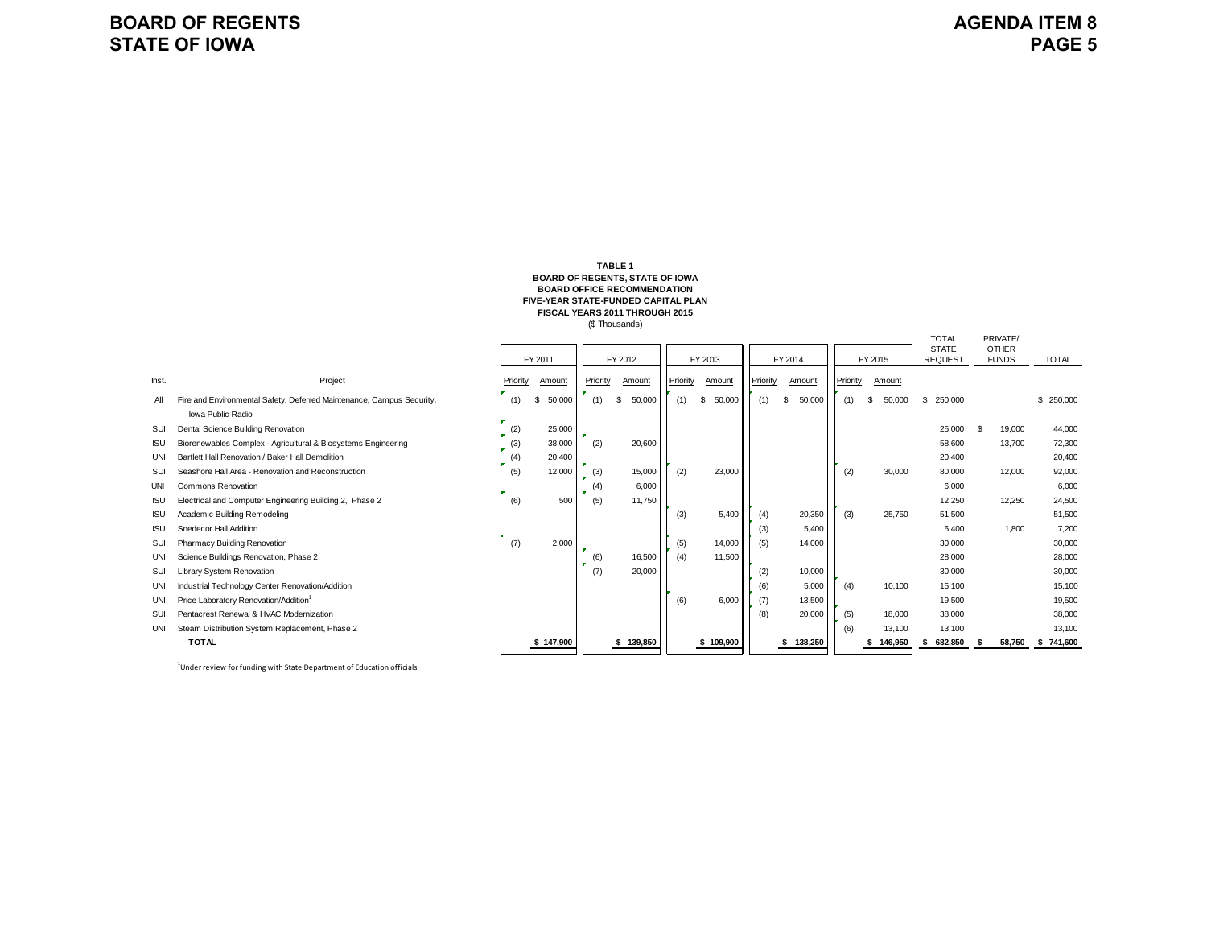**TABLE 1**
**BOARD OF REGENTS, STATE OF IOWA**
**BOARD OFFICE RECOMMENDATION**
**FIVE-YEAR STATE-FUNDED CAPITAL PLAN**
**FISCAL YEARS 2011 THROUGH 2015**
($ Thousands)

| | | FY 2011 | | FY 2012 | | FY 2013 | | FY 2014 | | FY 2015 | | TOTAL STATE REQUEST | PRIVATE/ OTHER FUNDS | TOTAL |
|---|---|---|---|---|---|---|---|---|---|---|---|---|---|---|
| Inst. | Project | Priority | Amount | Priority | Amount | Priority | Amount | Priority | Amount | Priority | Amount | | | |
| All | Fire and Environmental Safety, Deferred Maintenance, Campus Security, Iowa Public Radio | (1) | $ 50,000 | (1) | $ 50,000 | (1) | $ 50,000 | (1) | $ 50,000 | (1) | $ 50,000 | $ 250,000 | | $ 250,000 |
| SUI | Dental Science Building Renovation | (2) | 25,000 | | | | | | | | | 25,000 | $ 19,000 | 44,000 |
| ISU | Biorenewables Complex - Agricultural & Biosystems Engineering | (3) | 38,000 | (2) | 20,600 | | | | | | | 58,600 | 13,700 | 72,300 |
| UNI | Bartlett Hall Renovation / Baker Hall Demolition | (4) | 20,400 | | | | | | | | | 20,400 | | 20,400 |
| SUI | Seashore Hall Area - Renovation and Reconstruction | (5) | 12,000 | (3) | 15,000 | (2) | 23,000 | | | (2) | 30,000 | 80,000 | 12,000 | 92,000 |
| UNI | Commons Renovation | | | (4) | 6,000 | | | | | | | 6,000 | | 6,000 |
| ISU | Electrical and Computer Engineering Building 2, Phase 2 | (6) | 500 | (5) | 11,750 | | | | | | | 12,250 | 12,250 | 24,500 |
| ISU | Academic Building Remodeling | | | | | (3) | 5,400 | (4) | 20,350 | (3) | 25,750 | 51,500 | | 51,500 |
| ISU | Snedecor Hall Addition | | | | | | | (3) | 5,400 | | | 5,400 | 1,800 | 7,200 |
| SUI | Pharmacy Building Renovation | (7) | 2,000 | | | (5) | 14,000 | (5) | 14,000 | | | 30,000 | | 30,000 |
| UNI | Science Buildings Renovation, Phase 2 | | | (6) | 16,500 | (4) | 11,500 | | | | | 28,000 | | 28,000 |
| SUI | Library System Renovation | | | (7) | 20,000 | | | (2) | 10,000 | | | 30,000 | | 30,000 |
| UNI | Industrial Technology Center Renovation/Addition | | | | | | | (6) | 5,000 | (4) | 10,100 | 15,100 | | 15,100 |
| UNI | Price Laboratory Renovation/Addition[1] | | | | | (6) | 6,000 | (7) | 13,500 | | | 19,500 | | 19,500 |
| SUI | Pentacrest Renewal & HVAC Modernization | | | | | | | (8) | 20,000 | (5) | 18,000 | 38,000 | | 38,000 |
| UNI | Steam Distribution System Replacement, Phase 2 | | | | | | | | | (6) | 13,100 | 13,100 | | 13,100 |
| | **TOTAL** | | **$ 147,900** | | **$ 139,850** | | **$ 109,900** | | **$ 138,250** | | **$ 146,950** | **$ 682,850** | **$ 58,750** | **$ 741,600** |

[1]Under review for funding with State Department of Education officials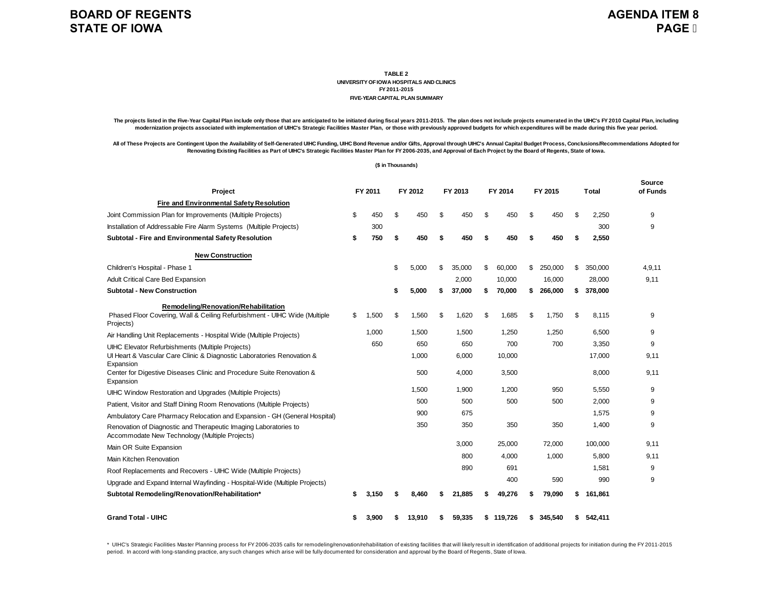**TABLE 2**
**UNIVERSITY OF IOWA HOSPITALS AND CLINICS**
**FY 2011-2015**
**FIVE-YEAR CAPITAL PLAN SUMMARY**

**The projects listed in the Five-Year Capital Plan include only those that are anticipated to be initiated during fiscal years 2011-2015. The plan does not include projects enumerated in the UIHC's FY 2010 Capital Plan, including modernization projects associated with implementation of UIHC's Strategic Facilities Master Plan, or those with previously approved budgets for which expenditures will be made during this five year period.**

**All of These Projects are Contingent Upon the Availability of Self-Generated UIHC Funding, UIHC Bond Revenue and/or Gifts, Approval through UIHC's Annual Capital Budget Process, Conclusions/Recommendations Adopted for Renovating Existing Facilities as Part of UIHC's Strategic Facilities Master Plan for FY 2006-2035, and Approval of Each Project by the Board of Regents, State of Iowa.**

**($ in Thousands)**

| Project | FY 2011 | FY 2012 | FY 2013 | FY 2014 | FY 2015 | Total | Source of Funds |
|---|---|---|---|---|---|---|---|
| **Fire and Environmental Safety Resolution** | | | | | | | |
| Joint Commission Plan for Improvements (Multiple Projects) | $ 450 | $ 450 | $ 450 | $ 450 | $ 450 | $ 2,250 | 9 |
| Installation of Addressable Fire Alarm Systems (Multiple Projects) | 300 | | | | | 300 | 9 |
| **Subtotal - Fire and Environmental Safety Resolution** | **$ 750** | **$ 450** | **$ 450** | **$ 450** | **$ 450** | **$ 2,550** | |
| **New Construction** | | | | | | | |
| Children's Hospital - Phase 1 | | $ 5,000 | $ 35,000 | $ 60,000 | $ 250,000 | $ 350,000 | 4,9,11 |
| Adult Critical Care Bed Expansion | | | 2,000 | 10,000 | 16,000 | 28,000 | 9,11 |
| **Subtotal - New Construction** | | **$ 5,000** | **$ 37,000** | **$ 70,000** | **$ 266,000** | **$ 378,000** | |
| **Remodeling/Renovation/Rehabilitation** | | | | | | | |
| Phased Floor Covering, Wall & Ceiling Refurbishment - UIHC Wide (Multiple Projects) | $ 1,500 | $ 1,560 | $ 1,620 | $ 1,685 | $ 1,750 | $ 8,115 | 9 |
| Air Handling Unit Replacements - Hospital Wide (Multiple Projects) | 1,000 | 1,500 | 1,500 | 1,250 | 1,250 | 6,500 | 9 |
| UIHC Elevator Refurbishments (Multiple Projects) | 650 | 650 | 650 | 700 | 700 | 3,350 | 9 |
| UI Heart & Vascular Care Clinic & Diagnostic Laboratories Renovation & Expansion | | 1,000 | 6,000 | 10,000 | | 17,000 | 9,11 |
| Center for Digestive Diseases Clinic and Procedure Suite Renovation & Expansion | | 500 | 4,000 | 3,500 | | 8,000 | 9,11 |
| UIHC Window Restoration and Upgrades (Multiple Projects) | | 1,500 | 1,900 | 1,200 | 950 | 5,550 | 9 |
| Patient, Visitor and Staff Dining Room Renovations (Multiple Projects) | | 500 | 500 | 500 | 500 | 2,000 | 9 |
| Ambulatory Care Pharmacy Relocation and Expansion - GH (General Hospital) | | 900 | 675 | | | 1,575 | 9 |
| Renovation of Diagnostic and Therapeutic Imaging Laboratories to Accommodate New Technology (Multiple Projects) | | 350 | 350 | 350 | 350 | 1,400 | 9 |
| Main OR Suite Expansion | | | 3,000 | 25,000 | 72,000 | 100,000 | 9,11 |
| Main Kitchen Renovation | | | 800 | 4,000 | 1,000 | 5,800 | 9,11 |
| Roof Replacements and Recovers - UIHC Wide (Multiple Projects) | | | 890 | 691 | | 1,581 | 9 |
| Upgrade and Expand Internal Wayfinding - Hospital-Wide (Multiple Projects) | | | | 400 | 590 | 990 | 9 |
| **Subtotal Remodeling/Renovation/Rehabilitation*** | **$ 3,150** | **$ 8,460** | **$ 21,885** | **$ 49,276** | **$ 79,090** | **$ 161,861** | |
| **Grand Total - UIHC** | **$ 3,900** | **$ 13,910** | **$ 59,335** | **$ 119,726** | **$ 345,540** | **$ 542,411** | |

* UIHC's Strategic Facilities Master Planning process for FY 2006-2035 calls for remodeling/renovation/rehabilitation of existing facilities that will likely result in identification of additional projects for initiation during the FY 2011-2015 period. In accord with long-standing practice, any such changes which arise will be fully documented for consideration and approval by the Board of Regents, State of Iowa.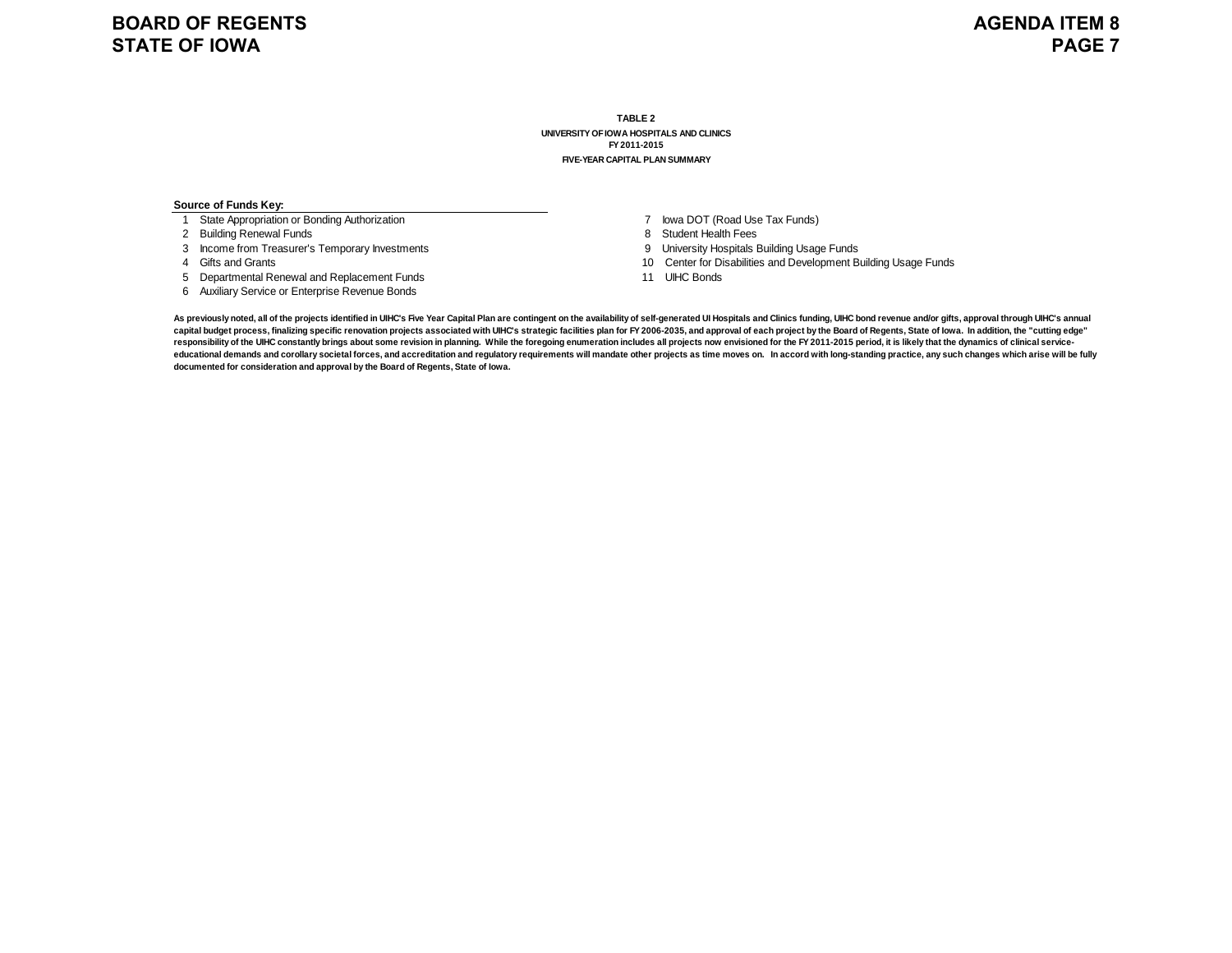**TABLE 2**

**UNIVERSITY OF IOWA HOSPITALS AND CLINICS**
**FY 2011-2015**

**FIVE-YEAR CAPITAL PLAN SUMMARY**

**Source of Funds Key:**

1 State Appropriation or Bonding Authorization
2 Building Renewal Funds
3 Income from Treasurer's Temporary Investments
4 Gifts and Grants
5 Departmental Renewal and Replacement Funds
6 Auxiliary Service or Enterprise Revenue Bonds
7 Iowa DOT (Road Use Tax Funds)
8 Student Health Fees
9 University Hospitals Building Usage Funds
10 Center for Disabilities and Development Building Usage Funds
11 UIHC Bonds

**As previously noted, all of the projects identified in UIHC's Five Year Capital Plan are contingent on the availability of self-generated UI Hospitals and Clinics funding, UIHC bond revenue and/or gifts, approval through UIHC's annual capital budget process, finalizing specific renovation projects associated with UIHC's strategic facilities plan for FY 2006-2035, and approval of each project by the Board of Regents, State of Iowa. In addition, the "cutting edge" responsibility of the UIHC constantly brings about some revision in planning. While the foregoing enumeration includes all projects now envisioned for the FY 2011-2015 period, it is likely that the dynamics of clinical service-educational demands and corollary societal forces, and accreditation and regulatory requirements will mandate other projects as time moves on. In accord with long-standing practice, any such changes which arise will be fully documented for consideration and approval by the Board of Regents, State of Iowa.**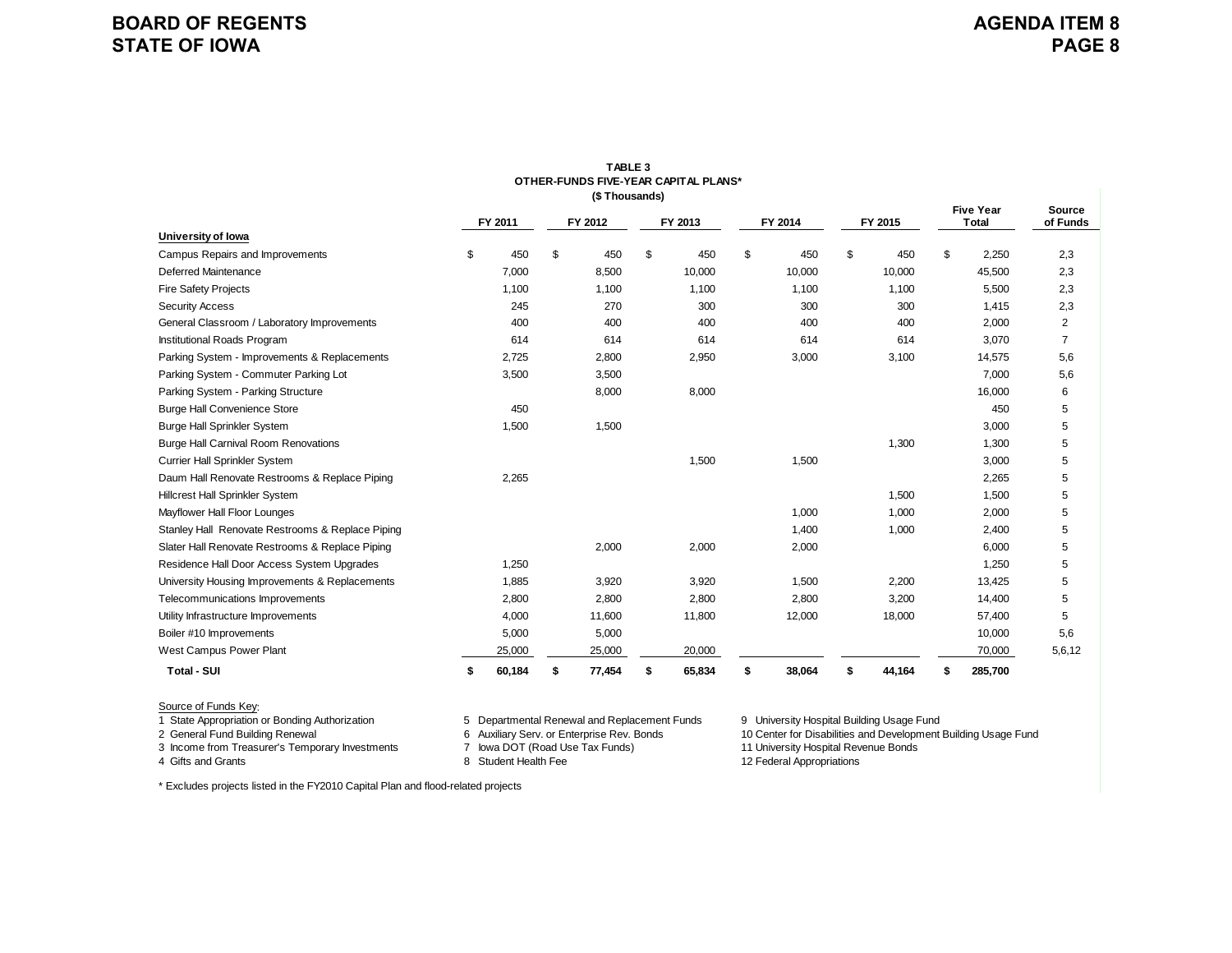**TABLE 3**
**OTHER-FUNDS FIVE-YEAR CAPITAL PLANS***
**($ Thousands)**

| | FY 2011 | FY 2012 | FY 2013 | FY 2014 | FY 2015 | Five Year Total | Source of Funds |
|---|---|---|---|---|---|---|---|
| **University of Iowa** | | | | | | | |
| Campus Repairs and Improvements | $ 450 | $ 450 | $ 450 | $ 450 | $ 450 | $ 2,250 | 2,3 |
| Deferred Maintenance | 7,000 | 8,500 | 10,000 | 10,000 | 10,000 | 45,500 | 2,3 |
| Fire Safety Projects | 1,100 | 1,100 | 1,100 | 1,100 | 1,100 | 5,500 | 2,3 |
| Security Access | 245 | 270 | 300 | 300 | 300 | 1,415 | 2,3 |
| General Classroom / Laboratory Improvements | 400 | 400 | 400 | 400 | 400 | 2,000 | 2 |
| Institutional Roads Program | 614 | 614 | 614 | 614 | 614 | 3,070 | 7 |
| Parking System - Improvements & Replacements | 2,725 | 2,800 | 2,950 | 3,000 | 3,100 | 14,575 | 5,6 |
| Parking System - Commuter Parking Lot | 3,500 | 3,500 | | | | 7,000 | 5,6 |
| Parking System - Parking Structure | | 8,000 | 8,000 | | | 16,000 | 6 |
| Burge Hall Convenience Store | 450 | | | | | 450 | 5 |
| Burge Hall Sprinkler System | 1,500 | 1,500 | | | | 3,000 | 5 |
| Burge Hall Carnival Room Renovations | | | | | 1,300 | 1,300 | 5 |
| Currier Hall Sprinkler System | | | 1,500 | 1,500 | | 3,000 | 5 |
| Daum Hall Renovate Restrooms & Replace Piping | 2,265 | | | | | 2,265 | 5 |
| Hillcrest Hall Sprinkler System | | | | | 1,500 | 1,500 | 5 |
| Mayflower Hall Floor Lounges | | | | 1,000 | 1,000 | 2,000 | 5 |
| Stanley Hall Renovate Restrooms & Replace Piping | | | | 1,400 | 1,000 | 2,400 | 5 |
| Slater Hall Renovate Restrooms & Replace Piping | | 2,000 | 2,000 | 2,000 | | 6,000 | 5 |
| Residence Hall Door Access System Upgrades | 1,250 | | | | | 1,250 | 5 |
| University Housing Improvements & Replacements | 1,885 | 3,920 | 3,920 | 1,500 | 2,200 | 13,425 | 5 |
| Telecommunications Improvements | 2,800 | 2,800 | 2,800 | 2,800 | 3,200 | 14,400 | 5 |
| Utility Infrastructure Improvements | 4,000 | 11,600 | 11,800 | 12,000 | 18,000 | 57,400 | 5 |
| Boiler #10 Improvements | 5,000 | 5,000 | | | | 10,000 | 5,6 |
| West Campus Power Plant | 25,000 | 25,000 | 20,000 | | | 70,000 | 5,6,12 |
| **Total - SUI** | **$ 60,184** | **$ 77,454** | **$ 65,834** | **$ 38,064** | **$ 44,164** | **$ 285,700** | |

Source of Funds Key:

1 State Appropriation or Bonding Authorization
2 General Fund Building Renewal
3 Income from Treasurer's Temporary Investments
4 Gifts and Grants
5 Departmental Renewal and Replacement Funds
6 Auxiliary Serv. or Enterprise Rev. Bonds
7 Iowa DOT (Road Use Tax Funds)
8 Student Health Fee
9 University Hospital Building Usage Fund
10 Center for Disabilities and Development Building Usage Fund
11 University Hospital Revenue Bonds
12 Federal Appropriations

* Excludes projects listed in the FY2010 Capital Plan and flood-related projects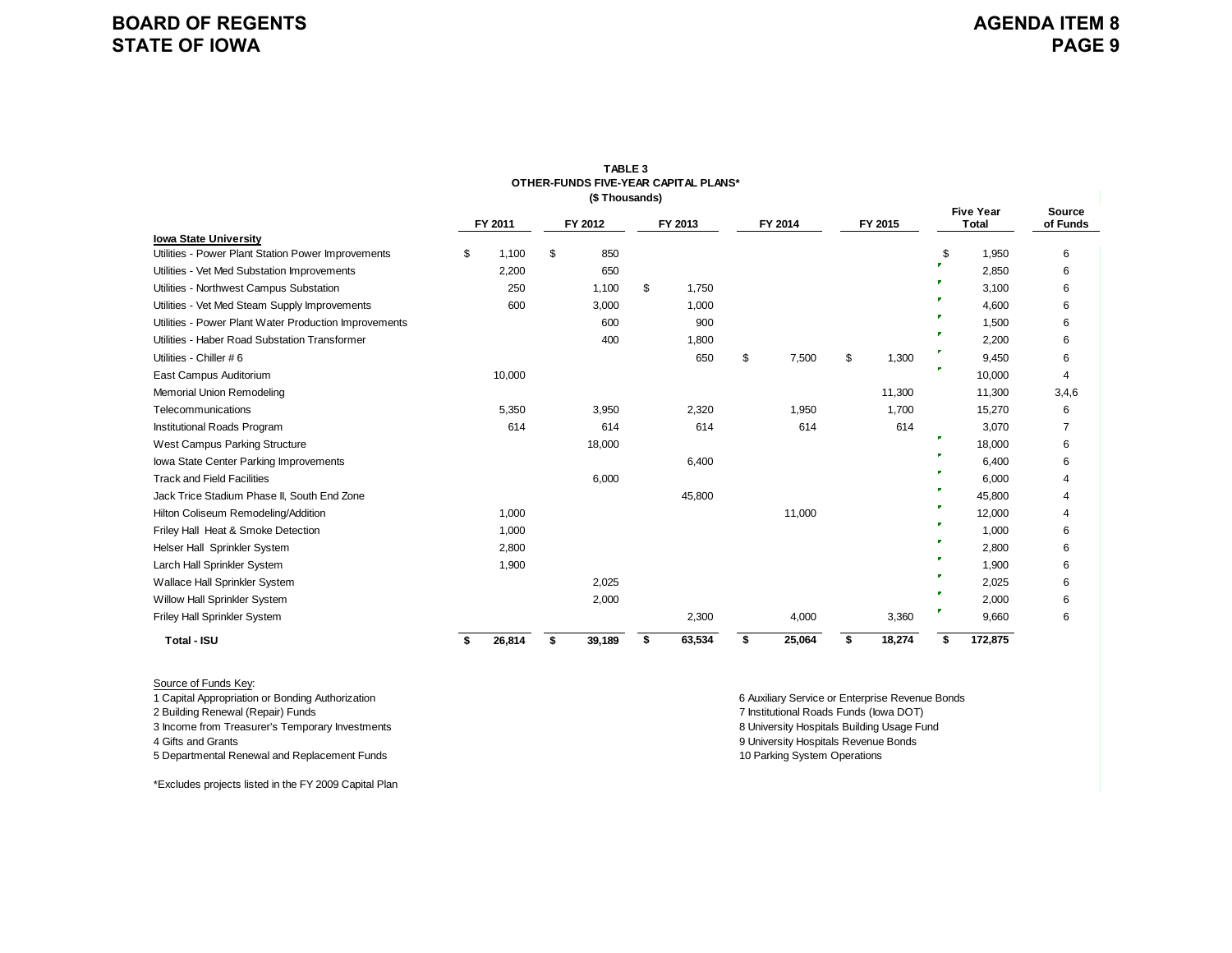**TABLE 3**
**OTHER-FUNDS FIVE-YEAR CAPITAL PLANS***
**($ Thousands)**

| | FY 2011 | FY 2012 | FY 2013 | FY 2014 | FY 2015 | Five Year Total | Source of Funds |
|---|---|---|---|---|---|---|---|
| **Iowa State University** | | | | | | | |
| Utilities - Power Plant Station Power Improvements | $ 1,100 | $ 850 | | | | $ 1,950 | 6 |
| Utilities - Vet Med Substation Improvements | 2,200 | 650 | | | | 2,850 | 6 |
| Utilities - Northwest Campus Substation | 250 | 1,100 | $ 1,750 | | | 3,100 | 6 |
| Utilities - Vet Med Steam Supply Improvements | 600 | 3,000 | 1,000 | | | 4,600 | 6 |
| Utilities - Power Plant Water Production Improvements | | 600 | 900 | | | 1,500 | 6 |
| Utilities - Haber Road Substation Transformer | | 400 | 1,800 | | | 2,200 | 6 |
| Utilities - Chiller # 6 | | | 650 | $ 7,500 | $ 1,300 | 9,450 | 6 |
| East Campus Auditorium | 10,000 | | | | | 10,000 | 4 |
| Memorial Union Remodeling | | | | | 11,300 | 11,300 | 3,4,6 |
| Telecommunications | 5,350 | 3,950 | 2,320 | 1,950 | 1,700 | 15,270 | 6 |
| Institutional Roads Program | 614 | 614 | 614 | 614 | 614 | 3,070 | 7 |
| West Campus Parking Structure | | 18,000 | | | | 18,000 | 6 |
| Iowa State Center Parking Improvements | | | 6,400 | | | 6,400 | 6 |
| Track and Field Facilities | | 6,000 | | | | 6,000 | 4 |
| Jack Trice Stadium Phase II, South End Zone | | | 45,800 | | | 45,800 | 4 |
| Hilton Coliseum Remodeling/Addition | 1,000 | | | 11,000 | | 12,000 | 4 |
| Friley Hall Heat & Smoke Detection | 1,000 | | | | | 1,000 | 6 |
| Helser Hall Sprinkler System | 2,800 | | | | | 2,800 | 6 |
| Larch Hall Sprinkler System | 1,900 | | | | | 1,900 | 6 |
| Wallace Hall Sprinkler System | | 2,025 | | | | 2,025 | 6 |
| Willow Hall Sprinkler System | | 2,000 | | | | 2,000 | 6 |
| Friley Hall Sprinkler System | | | 2,300 | 4,000 | 3,360 | 9,660 | 6 |
| **Total - ISU** | **$ 26,814** | **$ 39,189** | **$ 63,534** | **$ 25,064** | **$ 18,274** | **$ 172,875** | |

Source of Funds Key:

1 Capital Appropriation or Bonding Authorization
2 Building Renewal (Repair) Funds
3 Income from Treasurer's Temporary Investments
4 Gifts and Grants
5 Departmental Renewal and Replacement Funds
6 Auxiliary Service or Enterprise Revenue Bonds
7 Institutional Roads Funds (Iowa DOT)
8 University Hospitals Building Usage Fund
9 University Hospitals Revenue Bonds
10 Parking System Operations

*Excludes projects listed in the FY 2009 Capital Plan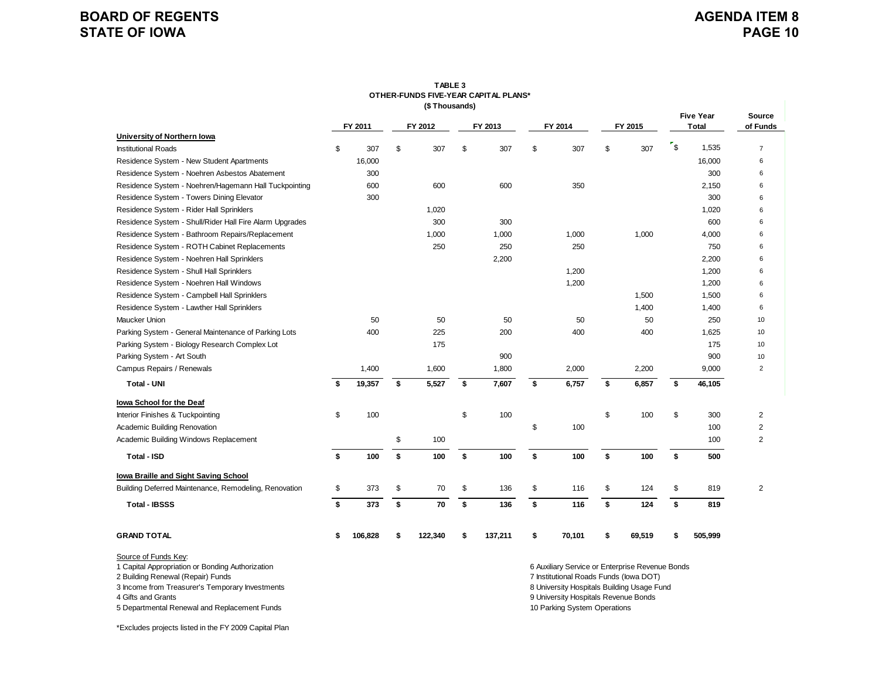**TABLE 3**
**OTHER-FUNDS FIVE-YEAR CAPITAL PLANS***
**($ Thousands)**

| | FY 2011 | FY 2012 | FY 2013 | FY 2014 | FY 2015 | Five Year Total | Source of Funds |
|---|---|---|---|---|---|---|---|
| **University of Northern Iowa** | | | | | | | |
| Institutional Roads | $ 307 | $ 307 | $ 307 | $ 307 | $ 307 | $ 1,535 | 7 |
| Residence System - New Student Apartments | 16,000 | | | | | 16,000 | 6 |
| Residence System - Noehren Asbestos Abatement | 300 | | | | | 300 | 6 |
| Residence System - Noehren/Hagemann Hall Tuckpointing | 600 | 600 | 600 | 350 | | 2,150 | 6 |
| Residence System - Towers Dining Elevator | 300 | | | | | 300 | 6 |
| Residence System - Rider Hall Sprinklers | | 1,020 | | | | 1,020 | 6 |
| Residence System - Shull/Rider Hall Fire Alarm Upgrades | | 300 | 300 | | | 600 | 6 |
| Residence System - Bathroom Repairs/Replacement | | 1,000 | 1,000 | 1,000 | 1,000 | 4,000 | 6 |
| Residence System - ROTH Cabinet Replacements | | 250 | 250 | 250 | | 750 | 6 |
| Residence System - Noehren Hall Sprinklers | | | 2,200 | | | 2,200 | 6 |
| Residence System - Shull Hall Sprinklers | | | | 1,200 | | 1,200 | 6 |
| Residence System - Noehren Hall Windows | | | | 1,200 | | 1,200 | 6 |
| Residence System - Campbell Hall Sprinklers | | | | | 1,500 | 1,500 | 6 |
| Residence System - Lawther Hall Sprinklers | | | | | 1,400 | 1,400 | 6 |
| Maucker Union | 50 | 50 | 50 | 50 | 50 | 250 | 10 |
| Parking System - General Maintenance of Parking Lots | 400 | 225 | 200 | 400 | 400 | 1,625 | 10 |
| Parking System - Biology Research Complex Lot | | 175 | | | | 175 | 10 |
| Parking System - Art South | | | 900 | | | 900 | 10 |
| Campus Repairs / Renewals | 1,400 | 1,600 | 1,800 | 2,000 | 2,200 | 9,000 | 2 |
| **Total - UNI** | **$ 19,357** | **$ 5,527** | **$ 7,607** | **$ 6,757** | **$ 6,857** | **$ 46,105** | |
| **Iowa School for the Deaf** | | | | | | | |
| Interior Finishes & Tuckpointing | $ 100 | | $ 100 | | $ 100 | $ 300 | 2 |
| Academic Building Renovation | | | | $ 100 | | 100 | 2 |
| Academic Building Windows Replacement | | $ 100 | | | | 100 | 2 |
| **Total - ISD** | **$ 100** | **$ 100** | **$ 100** | **$ 100** | **$ 100** | **$ 500** | |
| **Iowa Braille and Sight Saving School** | | | | | | | |
| Building Deferred Maintenance, Remodeling, Renovation | $ 373 | $ 70 | $ 136 | $ 116 | $ 124 | $ 819 | 2 |
| **Total - IBSSS** | **$ 373** | **$ 70** | **$ 136** | **$ 116** | **$ 124** | **$ 819** | |
| **GRAND TOTAL** | **$ 106,828** | **$ 122,340** | **$ 137,211** | **$ 70,101** | **$ 69,519** | **$ 505,999** | |

Source of Funds Key:

1 Capital Appropriation or Bonding Authorization
2 Building Renewal (Repair) Funds
3 Income from Treasurer's Temporary Investments
4 Gifts and Grants
5 Departmental Renewal and Replacement Funds
6 Auxiliary Service or Enterprise Revenue Bonds
7 Institutional Roads Funds (Iowa DOT)
8 University Hospitals Building Usage Fund
9 University Hospitals Revenue Bonds
10 Parking System Operations

*Excludes projects listed in the FY 2009 Capital Plan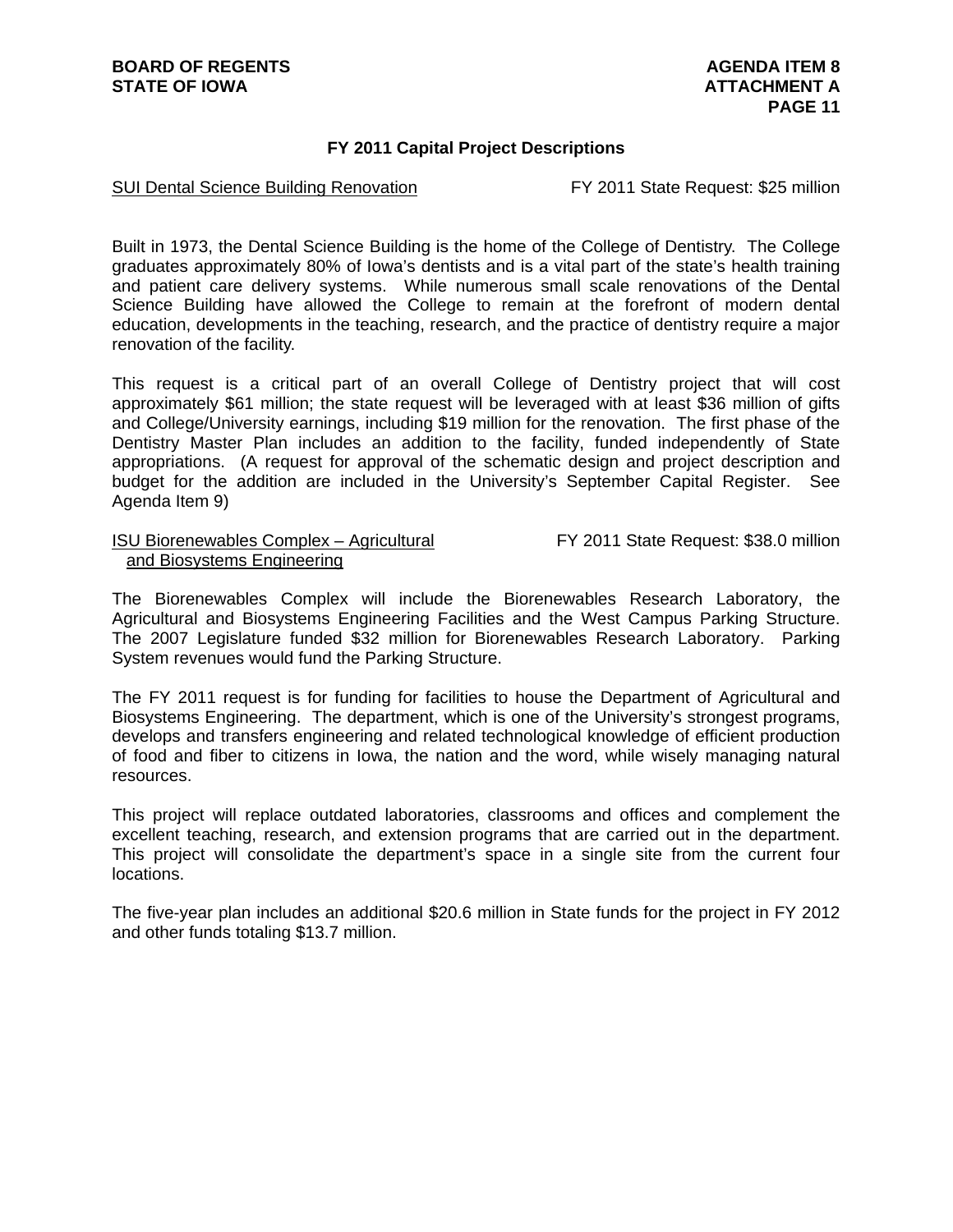## FY 2011 Capital Project Descriptions

<u>SUI Dental Science Building Renovation</u> FY 2011 State Request: $25 million

Built in 1973, the Dental Science Building is the home of the College of Dentistry. The College graduates approximately 80% of Iowa's dentists and is a vital part of the state's health training and patient care delivery systems. While numerous small scale renovations of the Dental Science Building have allowed the College to remain at the forefront of modern dental education, developments in the teaching, research, and the practice of dentistry require a major renovation of the facility.

This request is a critical part of an overall College of Dentistry project that will cost approximately $61 million; the state request will be leveraged with at least $36 million of gifts and College/University earnings, including $19 million for the renovation. The first phase of the Dentistry Master Plan includes an addition to the facility, funded independently of State appropriations. (A request for approval of the schematic design and project description and budget for the addition are included in the University's September Capital Register. See Agenda Item 9)

<u>ISU Biorenewables Complex – Agricultural and Biosystems Engineering</u> FY 2011 State Request: $38.0 million

The Biorenewables Complex will include the Biorenewables Research Laboratory, the Agricultural and Biosystems Engineering Facilities and the West Campus Parking Structure. The 2007 Legislature funded $32 million for Biorenewables Research Laboratory. Parking System revenues would fund the Parking Structure.

The FY 2011 request is for funding for facilities to house the Department of Agricultural and Biosystems Engineering. The department, which is one of the University's strongest programs, develops and transfers engineering and related technological knowledge of efficient production of food and fiber to citizens in Iowa, the nation and the word, while wisely managing natural resources.

This project will replace outdated laboratories, classrooms and offices and complement the excellent teaching, research, and extension programs that are carried out in the department. This project will consolidate the department's space in a single site from the current four locations.

The five-year plan includes an additional $20.6 million in State funds for the project in FY 2012 and other funds totaling $13.7 million.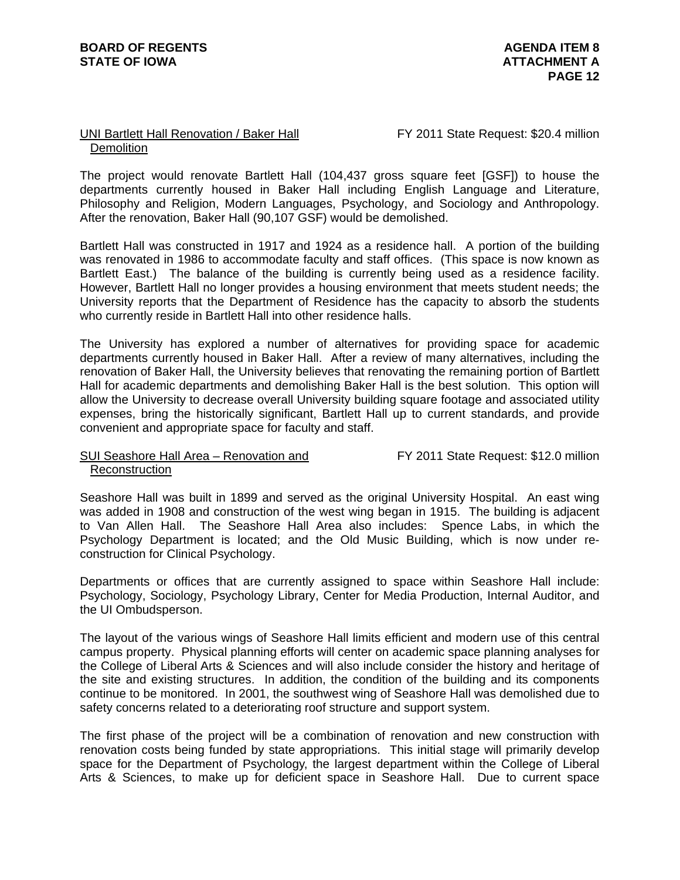UNI Bartlett Hall Renovation / Baker Hall Demolition — FY 2011 State Request: $20.4 million

The project would renovate Bartlett Hall (104,437 gross square feet [GSF]) to house the departments currently housed in Baker Hall including English Language and Literature, Philosophy and Religion, Modern Languages, Psychology, and Sociology and Anthropology. After the renovation, Baker Hall (90,107 GSF) would be demolished.

Bartlett Hall was constructed in 1917 and 1924 as a residence hall. A portion of the building was renovated in 1986 to accommodate faculty and staff offices. (This space is now known as Bartlett East.) The balance of the building is currently being used as a residence facility. However, Bartlett Hall no longer provides a housing environment that meets student needs; the University reports that the Department of Residence has the capacity to absorb the students who currently reside in Bartlett Hall into other residence halls.

The University has explored a number of alternatives for providing space for academic departments currently housed in Baker Hall. After a review of many alternatives, including the renovation of Baker Hall, the University believes that renovating the remaining portion of Bartlett Hall for academic departments and demolishing Baker Hall is the best solution. This option will allow the University to decrease overall University building square footage and associated utility expenses, bring the historically significant, Bartlett Hall up to current standards, and provide convenient and appropriate space for faculty and staff.

SUI Seashore Hall Area – Renovation and Reconstruction — FY 2011 State Request: $12.0 million

Seashore Hall was built in 1899 and served as the original University Hospital. An east wing was added in 1908 and construction of the west wing began in 1915. The building is adjacent to Van Allen Hall. The Seashore Hall Area also includes: Spence Labs, in which the Psychology Department is located; and the Old Music Building, which is now under re-construction for Clinical Psychology.

Departments or offices that are currently assigned to space within Seashore Hall include: Psychology, Sociology, Psychology Library, Center for Media Production, Internal Auditor, and the UI Ombudsperson.

The layout of the various wings of Seashore Hall limits efficient and modern use of this central campus property. Physical planning efforts will center on academic space planning analyses for the College of Liberal Arts & Sciences and will also include consider the history and heritage of the site and existing structures. In addition, the condition of the building and its components continue to be monitored. In 2001, the southwest wing of Seashore Hall was demolished due to safety concerns related to a deteriorating roof structure and support system.

The first phase of the project will be a combination of renovation and new construction with renovation costs being funded by state appropriations. This initial stage will primarily develop space for the Department of Psychology, the largest department within the College of Liberal Arts & Sciences, to make up for deficient space in Seashore Hall. Due to current space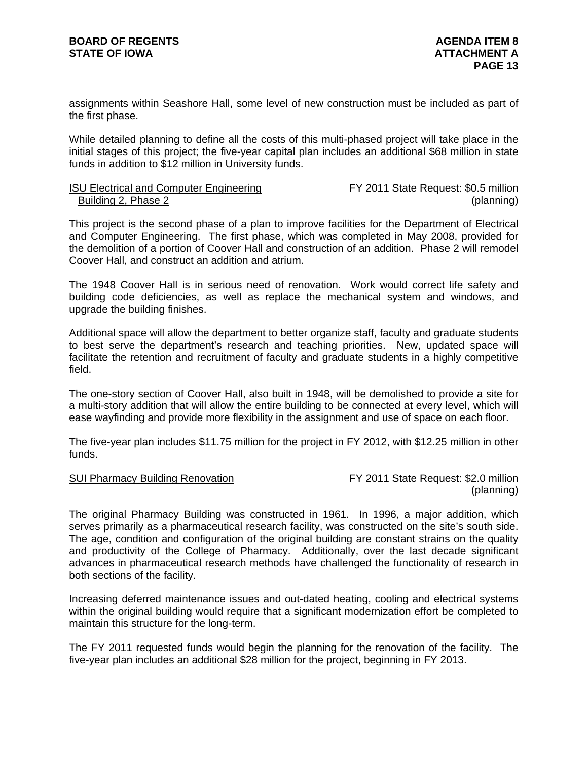assignments within Seashore Hall, some level of new construction must be included as part of the first phase.

While detailed planning to define all the costs of this multi-phased project will take place in the initial stages of this project; the five-year capital plan includes an additional $68 million in state funds in addition to $12 million in University funds.

<u>ISU Electrical and Computer Engineering Building 2, Phase 2</u> FY 2011 State Request: $0.5 million (planning)

This project is the second phase of a plan to improve facilities for the Department of Electrical and Computer Engineering. The first phase, which was completed in May 2008, provided for the demolition of a portion of Coover Hall and construction of an addition. Phase 2 will remodel Coover Hall, and construct an addition and atrium.

The 1948 Coover Hall is in serious need of renovation. Work would correct life safety and building code deficiencies, as well as replace the mechanical system and windows, and upgrade the building finishes.

Additional space will allow the department to better organize staff, faculty and graduate students to best serve the department's research and teaching priorities. New, updated space will facilitate the retention and recruitment of faculty and graduate students in a highly competitive field.

The one-story section of Coover Hall, also built in 1948, will be demolished to provide a site for a multi-story addition that will allow the entire building to be connected at every level, which will ease wayfinding and provide more flexibility in the assignment and use of space on each floor.

The five-year plan includes $11.75 million for the project in FY 2012, with $12.25 million in other funds.

<u>SUI Pharmacy Building Renovation</u> FY 2011 State Request: $2.0 million (planning)

The original Pharmacy Building was constructed in 1961. In 1996, a major addition, which serves primarily as a pharmaceutical research facility, was constructed on the site's south side. The age, condition and configuration of the original building are constant strains on the quality and productivity of the College of Pharmacy. Additionally, over the last decade significant advances in pharmaceutical research methods have challenged the functionality of research in both sections of the facility.

Increasing deferred maintenance issues and out-dated heating, cooling and electrical systems within the original building would require that a significant modernization effort be completed to maintain this structure for the long-term.

The FY 2011 requested funds would begin the planning for the renovation of the facility. The five-year plan includes an additional $28 million for the project, beginning in FY 2013.